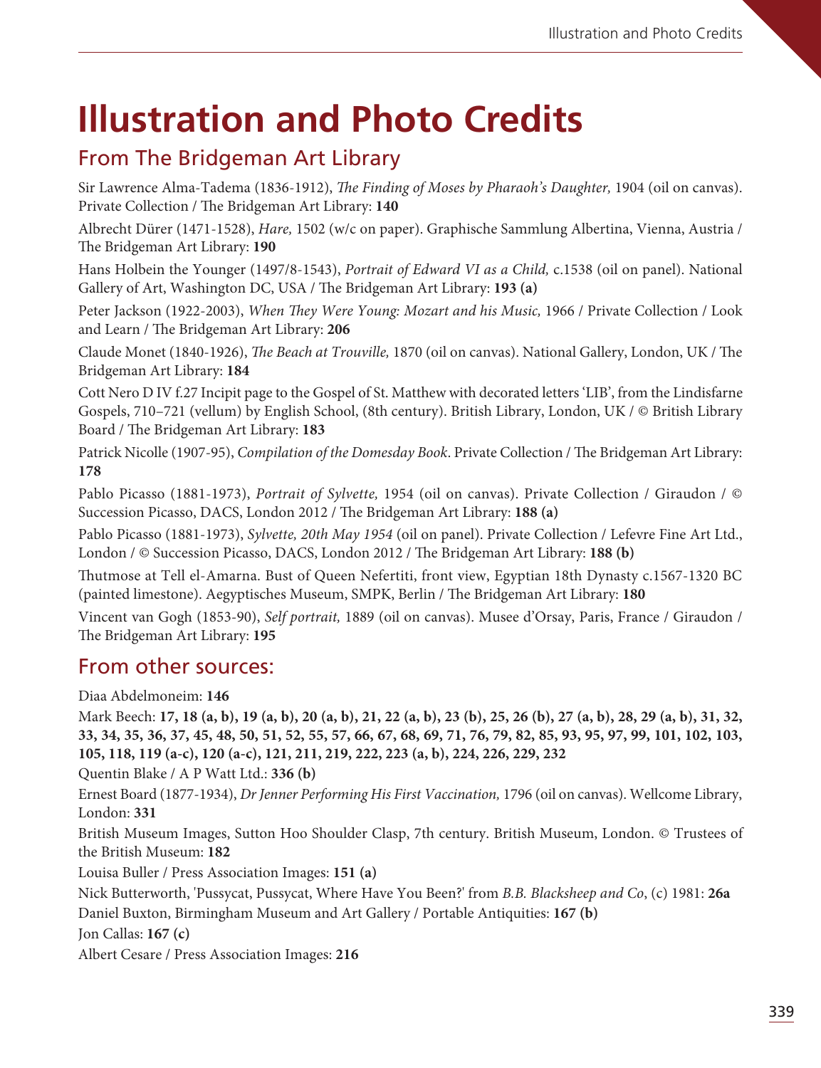# Illustration and Photo Credits

## From The Bridgeman Art Library

Sir Lawrence Alma-Tadema (1836-1912), *The Finding of Moses by Pharaoh's Daughter,* 1904 (oil on canvas). Private Collection / The Bridgeman Art Library: **140**

Albrecht Dürer (1471-1528), *Hare,* 1502 (w/c on paper). Graphische Sammlung Albertina, Vienna, Austria / The Bridgeman Art Library: **190**

Hans Holbein the Younger (1497/8-1543), *Portrait of Edward VI as a Child,* c.1538 (oil on panel). National Gallery of Art, Washington DC, USA / The Bridgeman Art Library: **193 (a)**

Peter Jackson (1922-2003), *When They Were Young: Mozart and his Music,* 1966 / Private Collection / Look and Learn / The Bridgeman Art Library: **206**

Claude Monet (1840-1926), *The Beach at Trouville,* 1870 (oil on canvas). National Gallery, London, UK / The Bridgeman Art Library: **184**

Cott Nero D IV f.27 Incipit page to the Gospel of St. Matthew with decorated letters 'LIB', from the Lindisfarne Gospels, 710–721 (vellum) by English School, (8th century). British Library, London, UK / © British Library Board / The Bridgeman Art Library: **183**

Patrick Nicolle (1907-95), *Compilation of the Domesday Book*. Private Collection / The Bridgeman Art Library: **178**

Pablo Picasso (1881-1973), *Portrait of Sylvette,* 1954 (oil on canvas). Private Collection / Giraudon / © Succession Picasso, DACS, London 2012 / The Bridgeman Art Library: **188 (a)**

Pablo Picasso (1881-1973), *Sylvette, 20th May 1954* (oil on panel). Private Collection / Lefevre Fine Art Ltd., London / © Succession Picasso, DACS, London 2012 / The Bridgeman Art Library: **188 (b)**

Thutmose at Tell el-Amarna. Bust of Queen Nefertiti, front view, Egyptian 18th Dynasty c.1567-1320 BC (painted limestone). Aegyptisches Museum, SMPK, Berlin / The Bridgeman Art Library: **180**

Vincent van Gogh (1853-90), *Self portrait,* 1889 (oil on canvas). Musee d'Orsay, Paris, France / Giraudon / The Bridgeman Art Library: **195**

## From other sources:

Diaa Abdelmoneim: **146**

Mark Beech: **17, 18 (a, b), 19 (a, b), 20 (a, b), 21, 22 (a, b), 23 (b), 25, 26 (b), 27 (a, b), 28, 29 (a, b), 31, 32, 33, 34, 35, 36, 37, 45, 48, 50, 51, 52, 55, 57, 66, 67, 68, 69, 71, 76, 79, 82, 85, 93, 95, 97, 99, 101, 102, 103, 105, 118, 119 (a-c), 120 (a-c), 121, 211, 219, 222, 223 (a, b), 224, 226, 229, 232**

Quentin Blake / A P Watt Ltd.: **336 (b)**

Ernest Board (1877-1934), *Dr Jenner Performing His First Vaccination,* 1796 (oil on canvas). Wellcome Library, London: **331**

British Museum Images, Sutton Hoo Shoulder Clasp, 7th century. British Museum, London. © Trustees of the British Museum: **182**

Louisa Buller / Press Association Images: **151 (a)**

Nick Butterworth, 'Pussycat, Pussycat, Where Have You Been?' from *B.B. Blacksheep and Co*, (c) 1981: **26a**

Daniel Buxton, Birmingham Museum and Art Gallery / Portable Antiquities: **167 (b)**

Jon Callas: **167 (c)**

Albert Cesare / Press Association Images: **216**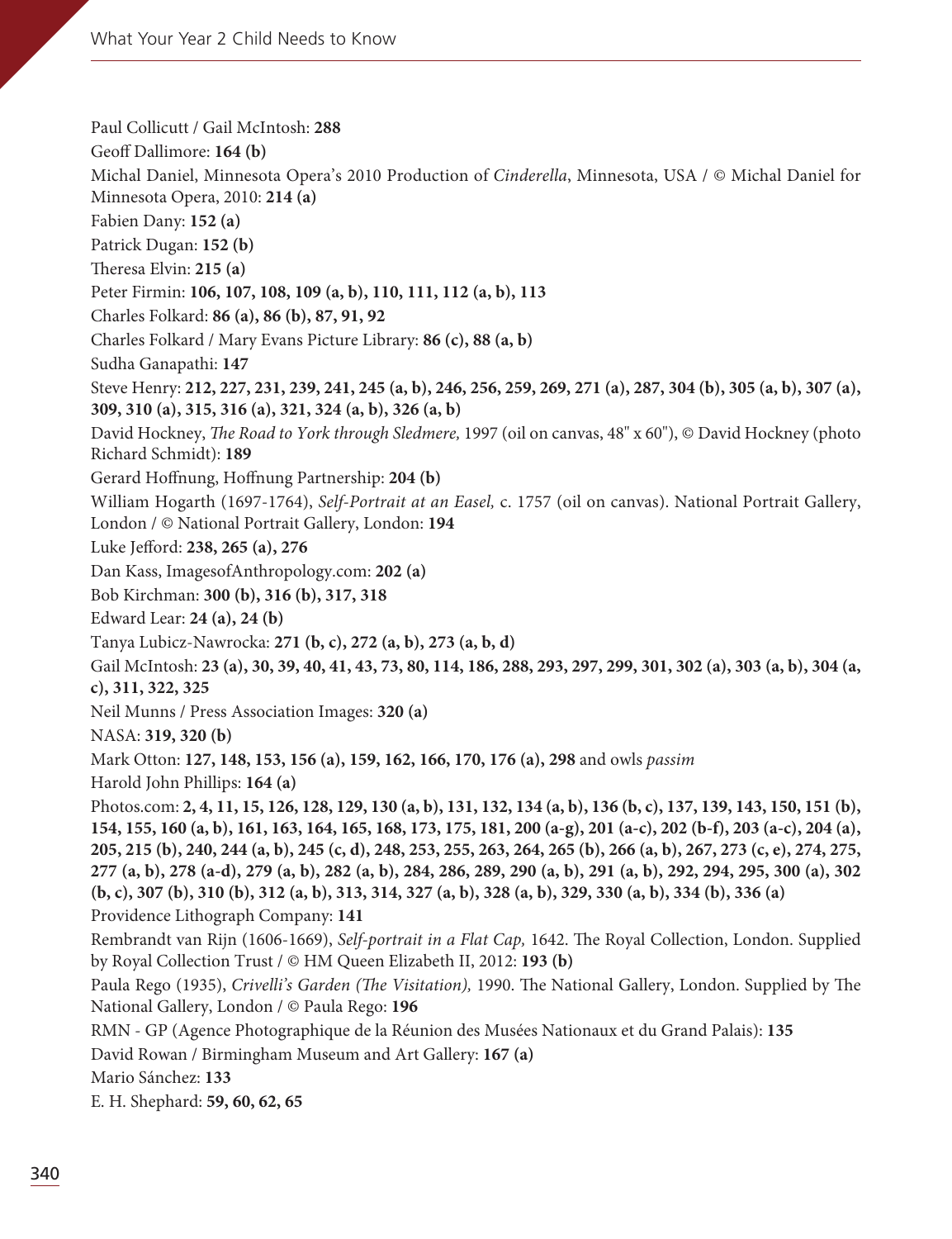Paul Collicutt / Gail McIntosh: **288**

Geoff Dallimore: **164 (b)**

Michal Daniel, Minnesota Opera's 2010 Production of *Cinderella*, Minnesota, USA / © Michal Daniel for Minnesota Opera, 2010: **214 (a)**

Fabien Dany: **152 (a)**

Patrick Dugan: **152 (b)**

Theresa Elvin: **215 (a)**

Peter Firmin: **106, 107, 108, 109 (a, b), 110, 111, 112 (a, b), 113**

Charles Folkard: **86 (a), 86 (b), 87, 91, 92**

Charles Folkard / Mary Evans Picture Library: **86 (c), 88 (a, b)**

Sudha Ganapathi: **147**

Steve Henry: **212, 227, 231, 239, 241, 245 (a, b), 246, 256, 259, 269, 271 (a), 287, 304 (b), 305 (a, b), 307 (a), 309, 310 (a), 315, 316 (a), 321, 324 (a, b), 326 (a, b)**

David Hockney, *The Road to York through Sledmere,* 1997 (oil on canvas, 48" x 60"), © David Hockney (photo Richard Schmidt): **189**

Gerard Hoffnung, Hoffnung Partnership: **204 (b)**

William Hogarth (1697-1764), *Self-Portrait at an Easel,* c. 1757 (oil on canvas). National Portrait Gallery, London / © National Portrait Gallery, London: **194**

Luke Jefford: **238, 265 (a), 276**

Dan Kass, ImagesofAnthropology.com: **202 (a)**

Bob Kirchman: **300 (b), 316 (b), 317, 318**

Edward Lear: **24 (a), 24 (b)**

Tanya Lubicz-Nawrocka: **271 (b, c), 272 (a, b), 273 (a, b, d)**

Gail McIntosh: **23 (a), 30, 39, 40, 41, 43, 73, 80, 114, 186, 288, 293, 297, 299, 301, 302 (a), 303 (a, b), 304 (a, c), 311, 322, 325**

Neil Munns / Press Association Images: **320 (a)**

NASA: **319, 320 (b)**

Mark Otton: **127, 148, 153, 156 (a), 159, 162, 166, 170, 176 (a), 298** and owls *passim*

Harold John Phillips: **164 (a)**

Photos.com: **2, 4, 11, 15, 126, 128, 129, 130 (a, b), 131, 132, 134 (a, b), 136 (b, c), 137, 139, 143, 150, 151 (b), 154, 155, 160 (a, b), 161, 163, 164, 165, 168, 173, 175, 181, 200 (a-g), 201 (a-c), 202 (b-f), 203 (a-c), 204 (a), 205, 215 (b), 240, 244 (a, b), 245 (c, d), 248, 253, 255, 263, 264, 265 (b), 266 (a, b), 267, 273 (c, e), 274, 275, 277 (a, b), 278 (a-d), 279 (a, b), 282 (a, b), 284, 286, 289, 290 (a, b), 291 (a, b), 292, 294, 295, 300 (a), 302 (b, c), 307 (b), 310 (b), 312 (a, b), 313, 314, 327 (a, b), 328 (a, b), 329, 330 (a, b), 334 (b), 336 (a)**

Providence Lithograph Company: **141**

Rembrandt van Rijn (1606-1669), *Self-portrait in a Flat Cap,* 1642. The Royal Collection, London. Supplied by Royal Collection Trust / © HM Queen Elizabeth II, 2012: **193 (b)**

Paula Rego (1935), *Crivelli's Garden (The Visitation),* 1990. The National Gallery, London. Supplied by The National Gallery, London / © Paula Rego: **196**

RMN - GP (Agence Photographique de la Réunion des Musées Nationaux et du Grand Palais): **135**

David Rowan / Birmingham Museum and Art Gallery: **167 (a)**

Mario Sánchez: **133**

E. H. Shephard: **59, 60, 62, 65**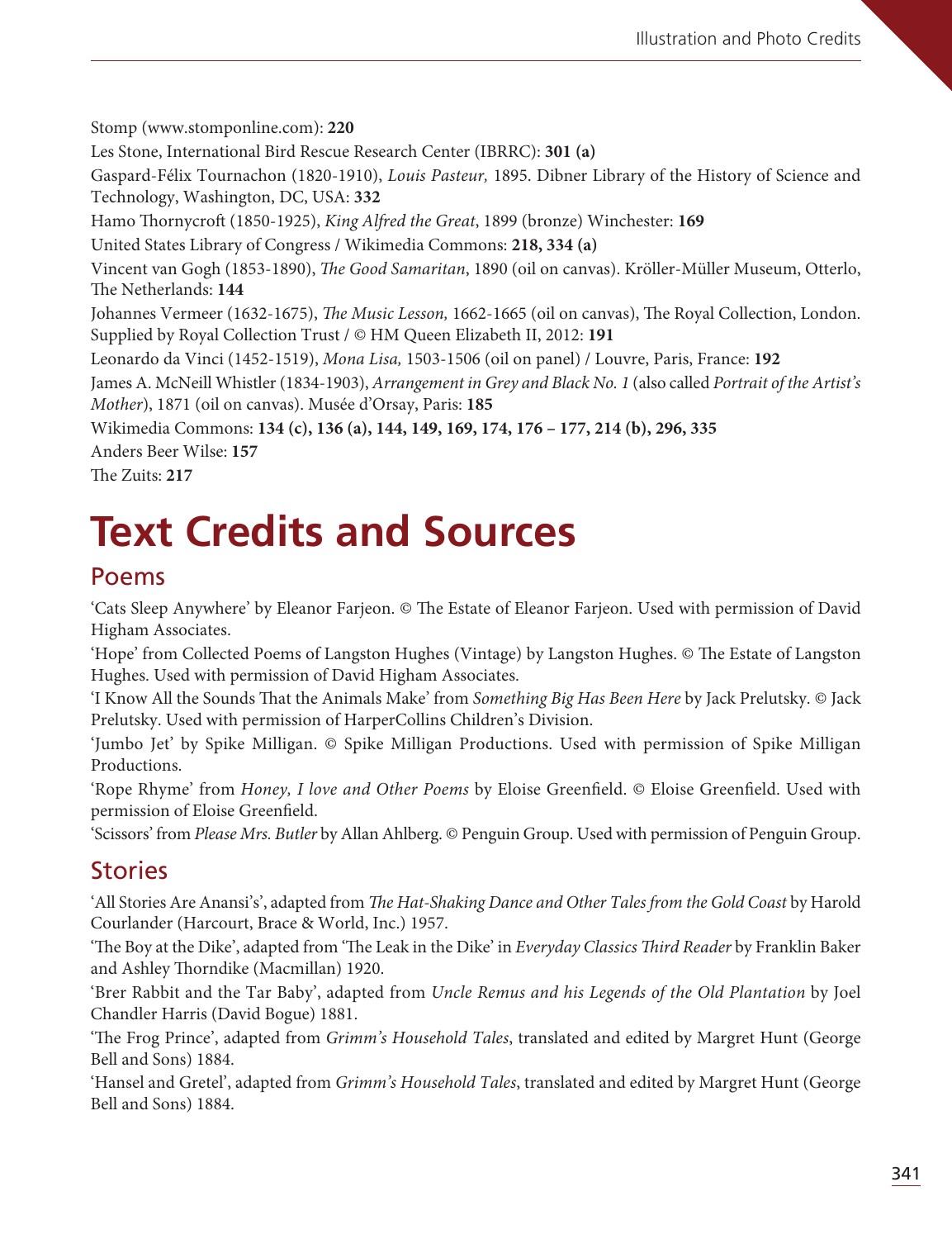Stomp (www.stomponline.com): **220**

Les Stone, International Bird Rescue Research Center (IBRRC): **301 (a)**

Gaspard-Félix Tournachon (1820-1910), *Louis Pasteur,* 1895. Dibner Library of the History of Science and Technology, Washington, DC, USA: **332**

Hamo Thornycroft (1850-1925), *King Alfred the Great*, 1899 (bronze) Winchester: **169**

United States Library of Congress / Wikimedia Commons: **218, 334 (a)**

Vincent van Gogh (1853-1890), *The Good Samaritan*, 1890 (oil on canvas). Kröller-Müller Museum, Otterlo, The Netherlands: **144**

Johannes Vermeer (1632-1675), *The Music Lesson,* 1662-1665 (oil on canvas), The Royal Collection, London. Supplied by Royal Collection Trust / © HM Queen Elizabeth II, 2012: **191**

Leonardo da Vinci (1452-1519), *Mona Lisa,* 1503-1506 (oil on panel) / Louvre, Paris, France: **192**

James A. McNeill Whistler (1834-1903), *Arrangement in Grey and Black No. 1* (also called *Portrait of the Artist's Mother*), 1871 (oil on canvas). Musée d'Orsay, Paris: **185**

Wikimedia Commons: **134 (c), 136 (a), 144, 149, 169, 174, 176 – 177, 214 (b), 296, 335**

Anders Beer Wilse: **157**

The Zuits: **217**

# Text Credits and Sources

## Poems

'Cats Sleep Anywhere' by Eleanor Farjeon. © The Estate of Eleanor Farjeon. Used with permission of David Higham Associates.

'Hope' from Collected Poems of Langston Hughes (Vintage) by Langston Hughes. © The Estate of Langston Hughes. Used with permission of David Higham Associates.

'I Know All the Sounds That the Animals Make' from *Something Big Has Been Here* by Jack Prelutsky. © Jack Prelutsky. Used with permission of HarperCollins Children's Division.

'Jumbo Jet' by Spike Milligan. © Spike Milligan Productions. Used with permission of Spike Milligan Productions.

'Rope Rhyme' from *Honey, I love and Other Poems* by Eloise Greenfield. © Eloise Greenfield. Used with permission of Eloise Greenfield.

'Scissors' from *Please Mrs. Butler* by Allan Ahlberg. © Penguin Group. Used with permission of Penguin Group.

## Stories

'All Stories Are Anansi's', adapted from *The Hat-Shaking Dance and Other Tales from the Gold Coast* by Harold Courlander (Harcourt, Brace & World, Inc.) 1957.

'The Boy at the Dike', adapted from 'The Leak in the Dike' in *Everyday Classics Third Reader* by Franklin Baker and Ashley Thorndike (Macmillan) 1920.

'Brer Rabbit and the Tar Baby', adapted from *Uncle Remus and his Legends of the Old Plantation* by Joel Chandler Harris (David Bogue) 1881.

'The Frog Prince', adapted from *Grimm's Household Tales*, translated and edited by Margret Hunt (George Bell and Sons) 1884.

'Hansel and Gretel', adapted from *Grimm's Household Tales*, translated and edited by Margret Hunt (George Bell and Sons) 1884.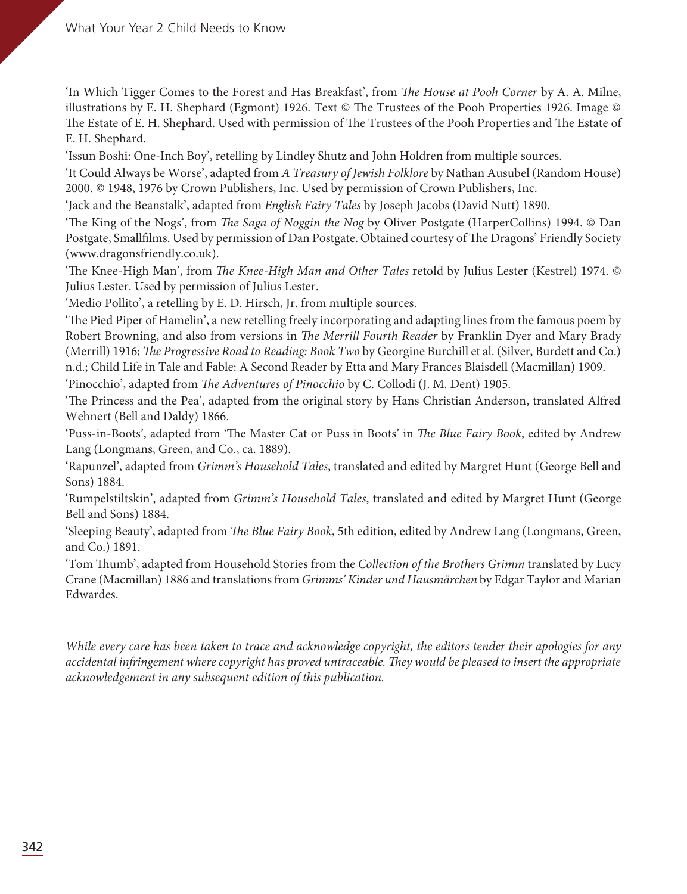'In Which Tigger Comes to the Forest and Has Breakfast', from *The House at Pooh Corner* by A. A. Milne, illustrations by E. H. Shephard (Egmont) 1926. Text © The Trustees of the Pooh Properties 1926. Image © The Estate of E. H. Shephard. Used with permission of The Trustees of the Pooh Properties and The Estate of E. H. Shephard.

'Issun Boshi: One-Inch Boy', retelling by Lindley Shutz and John Holdren from multiple sources.

'It Could Always be Worse', adapted from *A Treasury of Jewish Folklore* by Nathan Ausubel (Random House) 2000. © 1948, 1976 by Crown Publishers, Inc. Used by permission of Crown Publishers, Inc.

'Jack and the Beanstalk', adapted from *English Fairy Tales* by Joseph Jacobs (David Nutt) 1890.

'The King of the Nogs', from *The Saga of Noggin the Nog* by Oliver Postgate (HarperCollins) 1994. © Dan Postgate, Smallfilms. Used by permission of Dan Postgate. Obtained courtesy of The Dragons' Friendly Society (www.dragonsfriendly.co.uk).

'The Knee-High Man', from *The Knee-High Man and Other Tales* retold by Julius Lester (Kestrel) 1974. © Julius Lester. Used by permission of Julius Lester.

'Medio Pollito', a retelling by E. D. Hirsch, Jr. from multiple sources.

'The Pied Piper of Hamelin', a new retelling freely incorporating and adapting lines from the famous poem by Robert Browning, and also from versions in *The Merrill Fourth Reader* by Franklin Dyer and Mary Brady (Merrill) 1916; *The Progressive Road to Reading: Book Two* by Georgine Burchill et al. (Silver, Burdett and Co.) n.d.; Child Life in Tale and Fable: A Second Reader by Etta and Mary Frances Blaisdell (Macmillan) 1909.

'Pinocchio', adapted from *The Adventures of Pinocchio* by C. Collodi (J. M. Dent) 1905.

'The Princess and the Pea', adapted from the original story by Hans Christian Anderson, translated Alfred Wehnert (Bell and Daldy) 1866.

'Puss-in-Boots', adapted from 'The Master Cat or Puss in Boots' in *The Blue Fairy Book*, edited by Andrew Lang (Longmans, Green, and Co., ca. 1889).

'Rapunzel', adapted from *Grimm's Household Tales*, translated and edited by Margret Hunt (George Bell and Sons) 1884.

'Rumpelstiltskin', adapted from *Grimm's Household Tales*, translated and edited by Margret Hunt (George Bell and Sons) 1884.

'Sleeping Beauty', adapted from *The Blue Fairy Book*, 5th edition, edited by Andrew Lang (Longmans, Green, and Co.) 1891.

'Tom Thumb', adapted from Household Stories from the *Collection of the Brothers Grimm* translated by Lucy Crane (Macmillan) 1886 and translations from *Grimms' Kinder und Hausmärchen* by Edgar Taylor and Marian Edwardes.

*While every care has been taken to trace and acknowledge copyright, the editors tender their apologies for any accidental infringement where copyright has proved untraceable. They would be pleased to insert the appropriate acknowledgement in any subsequent edition of this publication.*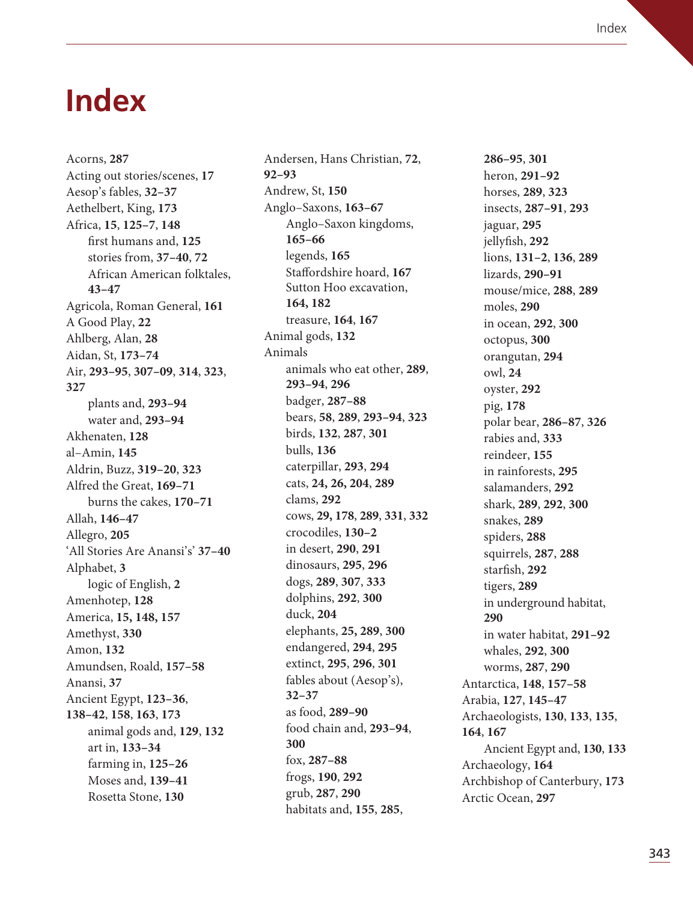# Index

Acorns, **287**
Acting out stories/scenes, **17**
Aesop's fables, **32–37**
Aethelbert, King, **173**
Africa, **15**, **125–7**, **148**
- first humans and, **125**
- stories from, **37–40**, **72**
- African American folktales, **43–47**

Agricola, Roman General, **161**
A Good Play, **22**
Ahlberg, Alan, **28**
Aidan, St, **173–74**
Air, **293–95**, **307–09**, **314**, **323**, **327**
- plants and, **293–94**
- water and, **293–94**

Akhenaten, **128**
al–Amin, **145**
Aldrin, Buzz, **319–20**, **323**
Alfred the Great, **169–71**
- burns the cakes, **170–71**

Allah, **146–47**
Allegro, **205**
'All Stories Are Anansi's' **37–40**
Alphabet, **3**
- logic of English, **2**

Amenhotep, **128**
America, **15, 148, 157**
Amethyst, **330**
Amon, **132**
Amundsen, Roald, **157–58**
Anansi, **37**
Ancient Egypt, **123–36**, **138–42**, **158**, **163**, **173**
- animal gods and, **129**, **132**
- art in, **133–34**
- farming in, **125–26**
- Moses and, **139–41**
- Rosetta Stone, **130**

Andersen, Hans Christian, **72**, **92–93**
Andrew, St, **150**
Anglo–Saxons, **163–67**
- Anglo–Saxon kingdoms, **165–66**
- legends, **165**
- Staffordshire hoard, **167**
- Sutton Hoo excavation, **164, 182**
- treasure, **164**, **167**

Animal gods, **132**
Animals
- animals who eat other, **289**, **293–94**, **296**
- badger, **287–88**
- bears, **58**, **289**, **293–94**, **323**
- birds, **132**, **287**, **301**
- bulls, **136**
- caterpillar, **293**, **294**
- cats, **24, 26, 204**, **289**
- clams, **292**
- cows, **29, 178**, **289**, **331**, **332**
- crocodiles, **130–2**
- in desert, **290**, **291**
- dinosaurs, **295**, **296**
- dogs, **289**, **307**, **333**
- dolphins, **292**, **300**
- duck, **204**
- elephants, **25, 289**, **300**
- endangered, **294**, **295**
- extinct, **295**, **296**, **301**
- fables about (Aesop's), **32–37**
- as food, **289–90**
- food chain and, **293–94**, **300**
- fox, **287–88**
- frogs, **190**, **292**
- grub, **287**, **290**
- habitats and, **155**, **285**, **286–95**, **301**
- heron, **291–92**
- horses, **289**, **323**
- insects, **287–91**, **293**
- jaguar, **295**
- jellyfish, **292**
- lions, **131–2**, **136**, **289**
- lizards, **290–91**
- mouse/mice, **288**, **289**
- moles, **290**
- in ocean, **292**, **300**
- octopus, **300**
- orangutan, **294**
- owl, **24**
- oyster, **292**
- pig, **178**
- polar bear, **286–87**, **326**
- rabies and, **333**
- reindeer, **155**
- in rainforests, **295**
- salamanders, **292**
- shark, **289**, **292**, **300**
- snakes, **289**
- spiders, **288**
- squirrels, **287**, **288**
- starfish, **292**
- tigers, **289**
- in underground habitat, **290**
- in water habitat, **291–92**
- whales, **292**, **300**
- worms, **287**, **290**

Antarctica, **148**, **157–58**
Arabia, **127**, **145–47**
Archaeologists, **130**, **133**, **135**, **164**, **167**
- Ancient Egypt and, **130**, **133**

Archaeology, **164**
Archbishop of Canterbury, **173**
Arctic Ocean, **297**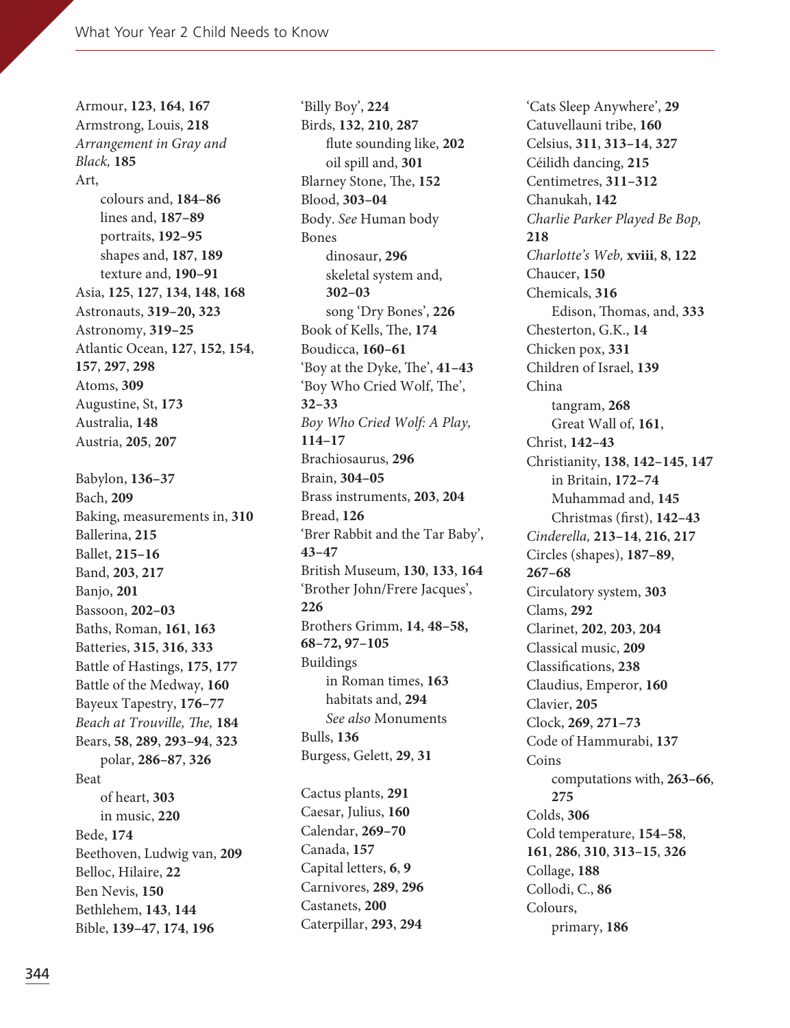Armour, **123**, **164**, **167**
Armstrong, Louis, **218**
*Arrangement in Gray and Black,* **185**
Art,
  colours and, **184–86**
  lines and, **187–89**
  portraits, **192–95**
  shapes and, **187**, **189**
  texture and, **190–91**
Asia, **125**, **127**, **134**, **148**, **168**
Astronauts, **319–20, 323**
Astronomy, **319–25**
Atlantic Ocean, **127**, **152**, **154**, **157**, **297**, **298**
Atoms, **309**
Augustine, St, **173**
Australia, **148**
Austria, **205**, **207**

Babylon, **136–37**
Bach, **209**
Baking, measurements in, **310**
Ballerina, **215**
Ballet, **215–16**
Band, **203**, **217**
Banjo, **201**
Bassoon, **202–03**
Baths, Roman, **161**, **163**
Batteries, **315**, **316**, **333**
Battle of Hastings, **175**, **177**
Battle of the Medway, **160**
Bayeux Tapestry, **176–77**
*Beach at Trouville, The,* **184**
Bears, **58**, **289**, **293–94**, **323**
  polar, **286–87**, **326**
Beat
  of heart, **303**
  in music, **220**
Bede, **174**
Beethoven, Ludwig van, **209**
Belloc, Hilaire, **22**
Ben Nevis, **150**
Bethlehem, **143**, **144**
Bible, **139–47**, **174**, **196**

'Billy Boy', **224**
Birds, **132**, **210**, **287**
  flute sounding like, **202**
  oil spill and, **301**
Blarney Stone, The, **152**
Blood, **303–04**
Body. *See* Human body
Bones
  dinosaur, **296**
  skeletal system and, **302–03**
  song 'Dry Bones', **226**
Book of Kells, The, **174**
Boudicca, **160–61**
'Boy at the Dyke, The', **41–43**
'Boy Who Cried Wolf, The', **32–33**
*Boy Who Cried Wolf: A Play,* **114–17**
Brachiosaurus, **296**
Brain, **304–05**
Brass instruments, **203**, **204**
Bread, **126**
'Brer Rabbit and the Tar Baby', **43–47**
British Museum, **130**, **133**, **164**
'Brother John/Frere Jacques', **226**
Brothers Grimm, **14**, **48–58, 68–72, 97–105**
Buildings
  in Roman times, **163**
  habitats and, **294**
  *See also* Monuments
Bulls, **136**
Burgess, Gelett, **29**, **31**

Cactus plants, **291**
Caesar, Julius, **160**
Calendar, **269–70**
Canada, **157**
Capital letters, **6**, **9**
Carnivores, **289**, **296**
Castanets, **200**
Caterpillar, **293**, **294**

'Cats Sleep Anywhere', **29**
Catuvellauni tribe, **160**
Celsius, **311**, **313–14**, **327**
Céilidh dancing, **215**
Centimetres, **311–312**
Chanukah, **142**
*Charlie Parker Played Be Bop,* **218**
*Charlotte's Web,* **xviii**, **8**, **122**
Chaucer, **150**
Chemicals, **316**
  Edison, Thomas, and, **333**
Chesterton, G.K., **14**
Chicken pox, **331**
Children of Israel, **139**
China
  tangram, **268**
  Great Wall of, **161**,
Christ, **142–43**
Christianity, **138**, **142–145**, **147**
  in Britain, **172–74**
  Muhammad and, **145**
  Christmas (first), **142–43**
*Cinderella,* **213–14**, **216**, **217**
Circles (shapes), **187–89**, **267–68**
Circulatory system, **303**
Clams, **292**
Clarinet, **202**, **203**, **204**
Classical music, **209**
Classifications, **238**
Claudius, Emperor, **160**
Clavier, **205**
Clock, **269**, **271–73**
Code of Hammurabi, **137**
Coins
  computations with, **263–66**, **275**
Colds, **306**
Cold temperature, **154–58**, **161**, **286**, **310**, **313–15**, **326**
Collage, **188**
Collodi, C., **86**
Colours,
  primary, **186**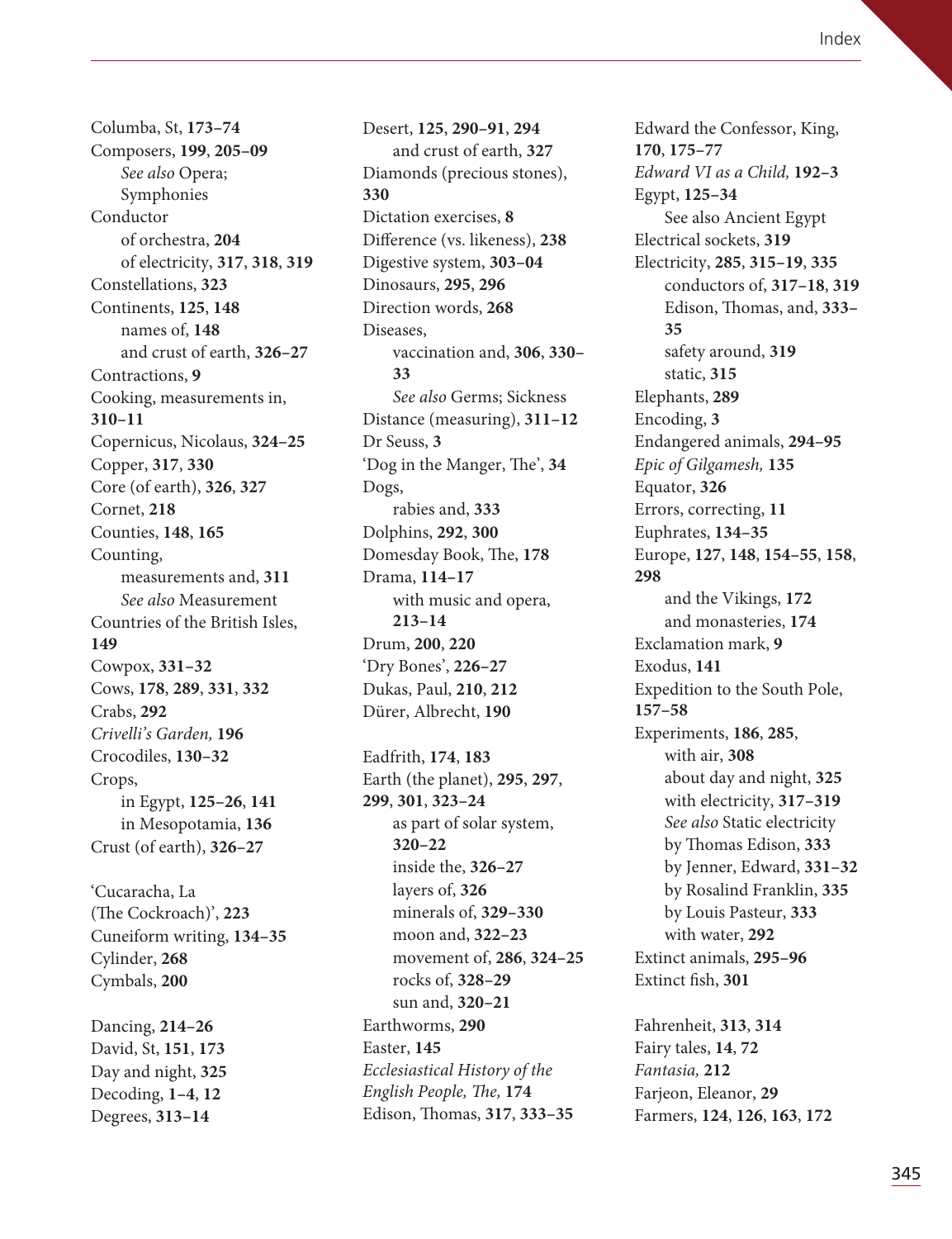Columba, St, **173–74**
Composers, **199**, **205–09**
  *See also* Opera; Symphonies
Conductor
  of orchestra, **204**
  of electricity, **317**, **318**, **319**
Constellations, **323**
Continents, **125**, **148**
  names of, **148**
  and crust of earth, **326–27**
Contractions, **9**
Cooking, measurements in, **310–11**
Copernicus, Nicolaus, **324–25**
Copper, **317**, **330**
Core (of earth), **326**, **327**
Cornet, **218**
Counties, **148**, **165**
Counting,
  measurements and, **311**
  *See also* Measurement
Countries of the British Isles, **149**
Cowpox, **331–32**
Cows, **178**, **289**, **331**, **332**
Crabs, **292**
*Crivelli's Garden,* **196**
Crocodiles, **130–32**
Crops,
  in Egypt, **125–26**, **141**
  in Mesopotamia, **136**
Crust (of earth), **326–27**

'Cucaracha, La (The Cockroach)', **223**
Cuneiform writing, **134–35**
Cylinder, **268**
Cymbals, **200**

Dancing, **214–26**
David, St, **151**, **173**
Day and night, **325**
Decoding, **1–4**, **12**
Degrees, **313–14**

Desert, **125**, **290–91**, **294**
  and crust of earth, **327**
Diamonds (precious stones), **330**
Dictation exercises, **8**
Difference (vs. likeness), **238**
Digestive system, **303–04**
Dinosaurs, **295**, **296**
Direction words, **268**
Diseases,
  vaccination and, **306**, **330–33**
  *See also* Germs; Sickness
Distance (measuring), **311–12**
Dr Seuss, **3**
'Dog in the Manger, The', **34**
Dogs,
  rabies and, **333**
Dolphins, **292**, **300**
Domesday Book, The, **178**
Drama, **114–17**
  with music and opera, **213–14**
Drum, **200**, **220**
'Dry Bones', **226–27**
Dukas, Paul, **210**, **212**
Dürer, Albrecht, **190**

Eadfrith, **174**, **183**
Earth (the planet), **295**, **297**, **299**, **301**, **323–24**
  as part of solar system, **320–22**
  inside the, **326–27**
  layers of, **326**
  minerals of, **329–330**
  moon and, **322–23**
  movement of, **286**, **324–25**
  rocks of, **328–29**
  sun and, **320–21**
Earthworms, **290**
Easter, **145**
*Ecclesiastical History of the English People, The,* **174**
Edison, Thomas, **317**, **333–35**

Edward the Confessor, King, **170**, **175–77**
*Edward VI as a Child,* **192–3**
Egypt, **125–34**
  See also Ancient Egypt
Electrical sockets, **319**
Electricity, **285**, **315–19**, **335**
  conductors of, **317–18**, **319**
  Edison, Thomas, and, **333–35**
  safety around, **319**
  static, **315**
Elephants, **289**
Encoding, **3**
Endangered animals, **294–95**
*Epic of Gilgamesh,* **135**
Equator, **326**
Errors, correcting, **11**
Euphrates, **134–35**
Europe, **127**, **148**, **154–55**, **158**, **298**
  and the Vikings, **172**
  and monasteries, **174**
Exclamation mark, **9**
Exodus, **141**
Expedition to the South Pole, **157–58**
Experiments, **186**, **285**,
  with air, **308**
  about day and night, **325**
  with electricity, **317–319**
  *See also* Static electricity
  by Thomas Edison, **333**
  by Jenner, Edward, **331–32**
  by Rosalind Franklin, **335**
  by Louis Pasteur, **333**
  with water, **292**
Extinct animals, **295–96**
Extinct fish, **301**

Fahrenheit, **313**, **314**
Fairy tales, **14**, **72**
*Fantasia,* **212**
Farjeon, Eleanor, **29**
Farmers, **124**, **126**, **163**, **172**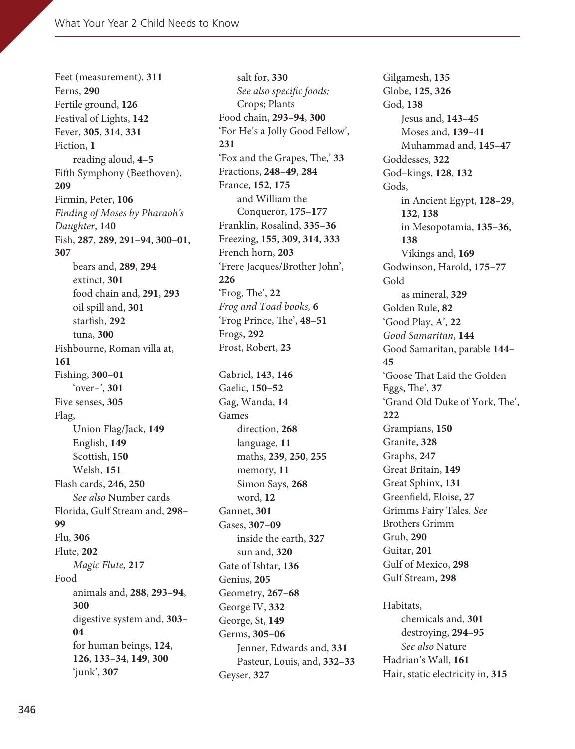Feet (measurement), **311**
Ferns, **290**
Fertile ground, **126**
Festival of Lights, **142**
Fever, **305**, **314**, **331**
Fiction, **1**
  reading aloud, **4–5**
Fifth Symphony (Beethoven), **209**
Firmin, Peter, **106**
*Finding of Moses by Pharaoh's Daughter*, **140**
Fish, **287**, **289**, **291–94**, **300–01**, **307**
  bears and, **289**, **294**
  extinct, **301**
  food chain and, **291**, **293**
  oil spill and, **301**
  starfish, **292**
  tuna, **300**
Fishbourne, Roman villa at, **161**
Fishing, **300–01**
  'over–', **301**
Five senses, **305**
Flag,
  Union Flag/Jack, **149**
  English, **149**
  Scottish, **150**
  Welsh, **151**
Flash cards, **246**, **250**
  *See also* Number cards
Florida, Gulf Stream and, **298–99**
Flu, **306**
Flute, **202**
  *Magic Flute,* **217**
Food
  animals and, **288**, **293–94**, **300**
  digestive system and, **303–04**
  for human beings, **124**, **126**, **133–34**, **149**, **300**
  'junk', **307**
  salt for, **330**
  *See also specific foods;* Crops; Plants
Food chain, **293–94**, **300**
'For He's a Jolly Good Fellow', **231**
'Fox and the Grapes, The,' **33**
Fractions, **248–49**, **284**
France, **152**, **175**
  and William the Conqueror, **175–177**
Franklin, Rosalind, **335–36**
Freezing, **155**, **309**, **314**, **333**
French horn, **203**
'Frere Jacques/Brother John', **226**
'Frog, The', **22**
*Frog and Toad books,* **6**
'Frog Prince, The', **48–51**
Frogs, **292**
Frost, Robert, **23**

Gabriel, **143**, **146**
Gaelic, **150–52**
Gag, Wanda, **14**
Games
  direction, **268**
  language, **11**
  maths, **239**, **250**, **255**
  memory, **11**
  Simon Says, **268**
  word, **12**
Gannet, **301**
Gases, **307–09**
  inside the earth, **327**
  sun and, **320**
Gate of Ishtar, **136**
Genius, **205**
Geometry, **267–68**
George IV, **332**
George, St, **149**
Germs, **305–06**
  Jenner, Edwards and, **331**
  Pasteur, Louis, and, **332–33**
Geyser, **327**
Gilgamesh, **135**
Globe, **125**, **326**
God, **138**
  Jesus and, **143–45**
  Moses and, **139–41**
  Muhammad and, **145–47**
Goddesses, **322**
God–kings, **128**, **132**
Gods,
  in Ancient Egypt, **128–29**, **132**, **138**
  in Mesopotamia, **135–36**, **138**
  Vikings and, **169**
Godwinson, Harold, **175–77**
Gold
  as mineral, **329**
Golden Rule, **82**
'Good Play, A', **22**
*Good Samaritan*, **144**
Good Samaritan, parable **144–45**
'Goose That Laid the Golden Eggs, The', **37**
'Grand Old Duke of York, The', **222**
Grampians, **150**
Granite, **328**
Graphs, **247**
Great Britain, **149**
Great Sphinx, **131**
Greenfield, Eloise, **27**
Grimms Fairy Tales. *See* Brothers Grimm
Grub, **290**
Guitar, **201**
Gulf of Mexico, **298**
Gulf Stream, **298**

Habitats,
  chemicals and, **301**
  destroying, **294–95**
  *See also* Nature
Hadrian's Wall, **161**
Hair, static electricity in, **315**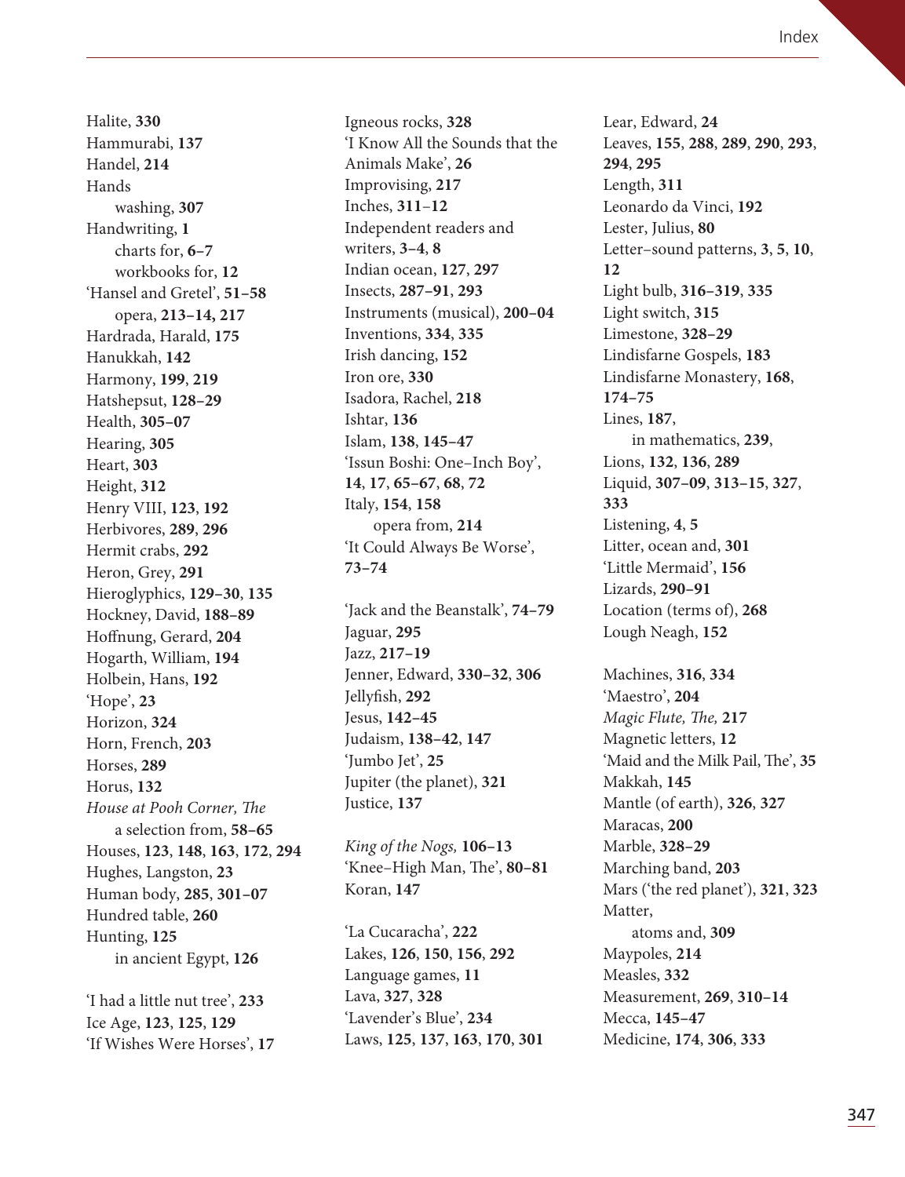Halite, **330**
Hammurabi, **137**
Handel, **214**
Hands
  washing, **307**
Handwriting, **1**
  charts for, **6–7**
  workbooks for, **12**
'Hansel and Gretel', **51–58**
  opera, **213–14, 217**
Hardrada, Harald, **175**
Hanukkah, **142**
Harmony, **199**, **219**
Hatshepsut, **128–29**
Health, **305–07**
Hearing, **305**
Heart, **303**
Height, **312**
Henry VIII, **123**, **192**
Herbivores, **289**, **296**
Hermit crabs, **292**
Heron, Grey, **291**
Hieroglyphics, **129–30**, **135**
Hockney, David, **188–89**
Hoffnung, Gerard, **204**
Hogarth, William, **194**
Holbein, Hans, **192**
'Hope', **23**
Horizon, **324**
Horn, French, **203**
Horses, **289**
Horus, **132**
*House at Pooh Corner, The*
  a selection from, **58–65**
Houses, **123**, **148**, **163**, **172**, **294**
Hughes, Langston, **23**
Human body, **285**, **301–07**
Hundred table, **260**
Hunting, **125**
  in ancient Egypt, **126**

'I had a little nut tree', **233**
Ice Age, **123**, **125**, **129**
'If Wishes Were Horses', **17**
Igneous rocks, **328**
'I Know All the Sounds that the Animals Make', **26**
Improvising, **217**
Inches, **311**–**12**
Independent readers and writers, **3–4**, **8**
Indian ocean, **127**, **297**
Insects, **287–91**, **293**
Instruments (musical), **200–04**
Inventions, **334**, **335**
Irish dancing, **152**
Iron ore, **330**
Isadora, Rachel, **218**
Ishtar, **136**
Islam, **138**, **145–47**
'Issun Boshi: One–Inch Boy', **14**, **17**, **65–67**, **68**, **72**
Italy, **154**, **158**
  opera from, **214**
'It Could Always Be Worse', **73–74**

'Jack and the Beanstalk', **74–79**
Jaguar, **295**
Jazz, **217–19**
Jenner, Edward, **330–32**, **306**
Jellyfish, **292**
Jesus, **142–45**
Judaism, **138–42**, **147**
'Jumbo Jet', **25**
Jupiter (the planet), **321**
Justice, **137**

*King of the Nogs,* **106–13**
'Knee–High Man, The', **80–81**
Koran, **147**

'La Cucaracha', **222**
Lakes, **126**, **150**, **156**, **292**
Language games, **11**
Lava, **327**, **328**
'Lavender's Blue', **234**
Laws, **125**, **137**, **163**, **170**, **301**
Lear, Edward, **24**
Leaves, **155**, **288**, **289**, **290**, **293**, **294**, **295**
Length, **311**
Leonardo da Vinci, **192**
Lester, Julius, **80**
Letter–sound patterns, **3**, **5**, **10**, **12**
Light bulb, **316–319**, **335**
Light switch, **315**
Limestone, **328–29**
Lindisfarne Gospels, **183**
Lindisfarne Monastery, **168**, **174–75**
Lines, **187**,
  in mathematics, **239**,
Lions, **132**, **136**, **289**
Liquid, **307–09**, **313–15**, **327**, **333**
Listening, **4**, **5**
Litter, ocean and, **301**
'Little Mermaid', **156**
Lizards, **290–91**
Location (terms of), **268**
Lough Neagh, **152**

Machines, **316**, **334**
'Maestro', **204**
*Magic Flute, The,* **217**
Magnetic letters, **12**
'Maid and the Milk Pail, The', **35**
Makkah, **145**
Mantle (of earth), **326**, **327**
Maracas, **200**
Marble, **328–29**
Marching band, **203**
Mars ('the red planet'), **321**, **323**
Matter,
  atoms and, **309**
Maypoles, **214**
Measles, **332**
Measurement, **269**, **310–14**
Mecca, **145–47**
Medicine, **174**, **306**, **333**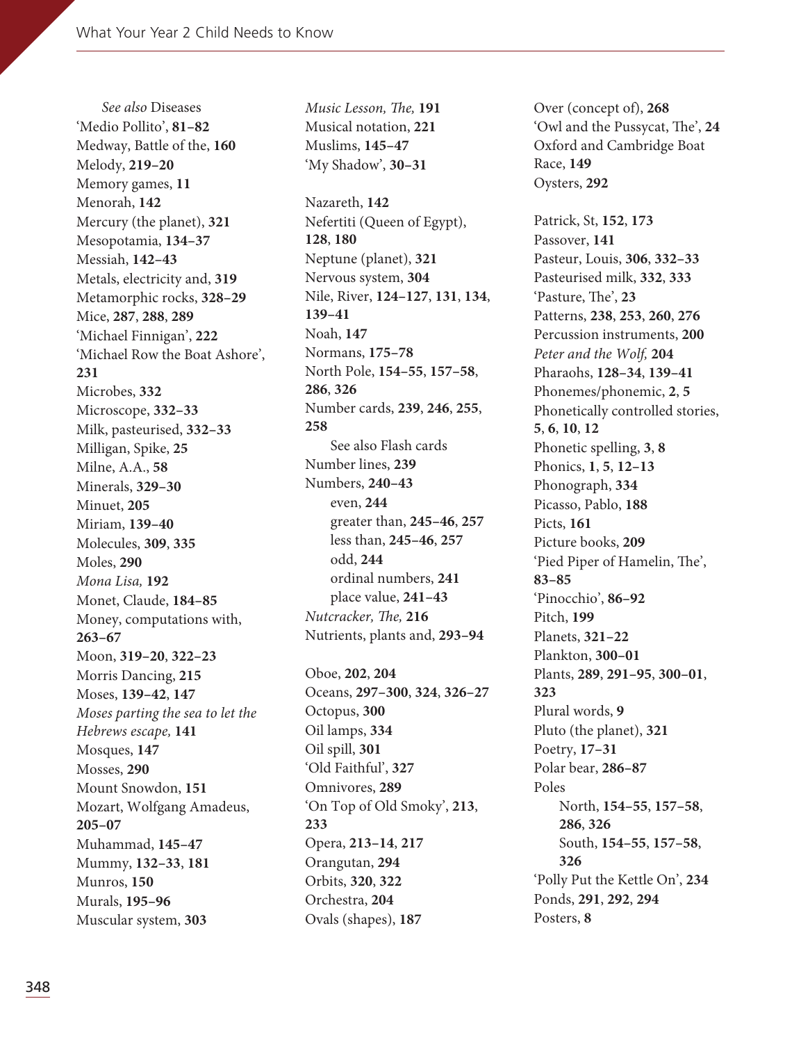*See also* Diseases
'Medio Pollito', **81–82**
Medway, Battle of the, **160**
Melody, **219–20**
Memory games, **11**
Menorah, **142**
Mercury (the planet), **321**
Mesopotamia, **134–37**
Messiah, **142–43**
Metals, electricity and, **319**
Metamorphic rocks, **328–29**
Mice, **287**, **288**, **289**
'Michael Finnigan', **222**
'Michael Row the Boat Ashore', **231**
Microbes, **332**
Microscope, **332–33**
Milk, pasteurised, **332–33**
Milligan, Spike, **25**
Milne, A.A., **58**
Minerals, **329–30**
Minuet, **205**
Miriam, **139–40**
Molecules, **309**, **335**
Moles, **290**
*Mona Lisa,* **192**
Monet, Claude, **184–85**
Money, computations with, **263–67**
Moon, **319–20**, **322–23**
Morris Dancing, **215**
Moses, **139–42**, **147**
*Moses parting the sea to let the Hebrews escape,* **141**
Mosques, **147**
Mosses, **290**
Mount Snowdon, **151**
Mozart, Wolfgang Amadeus, **205–07**
Muhammad, **145–47**
Mummy, **132–33**, **181**
Munros, **150**
Murals, **195–96**
Muscular system, **303**
*Music Lesson, The,* **191**
Musical notation, **221**
Muslims, **145–47**
'My Shadow', **30–31**

Nazareth, **142**
Nefertiti (Queen of Egypt), **128**, **180**
Neptune (planet), **321**
Nervous system, **304**
Nile, River, **124–127**, **131**, **134**, **139–41**
Noah, **147**
Normans, **175–78**
North Pole, **154–55**, **157–58**, **286**, **326**
Number cards, **239**, **246**, **255**, **258**
  See also Flash cards
Number lines, **239**
Numbers, **240–43**
  even, **244**
  greater than, **245–46**, **257**
  less than, **245–46**, **257**
  odd, **244**
  ordinal numbers, **241**
  place value, **241–43**
*Nutcracker, The,* **216**
Nutrients, plants and, **293–94**

Oboe, **202**, **204**
Oceans, **297–300**, **324**, **326–27**
Octopus, **300**
Oil lamps, **334**
Oil spill, **301**
'Old Faithful', **327**
Omnivores, **289**
'On Top of Old Smoky', **213**, **233**
Opera, **213–14**, **217**
Orangutan, **294**
Orbits, **320**, **322**
Orchestra, **204**
Ovals (shapes), **187**
Over (concept of), **268**
'Owl and the Pussycat, The', **24**
Oxford and Cambridge Boat Race, **149**
Oysters, **292**

Patrick, St, **152**, **173**
Passover, **141**
Pasteur, Louis, **306**, **332–33**
Pasteurised milk, **332**, **333**
'Pasture, The', **23**
Patterns, **238**, **253**, **260**, **276**
Percussion instruments, **200**
*Peter and the Wolf,* **204**
Pharaohs, **128–34**, **139–41**
Phonemes/phonemic, **2**, **5**
Phonetically controlled stories, **5**, **6**, **10**, **12**
Phonetic spelling, **3**, **8**
Phonics, **1**, **5**, **12–13**
Phonograph, **334**
Picasso, Pablo, **188**
Picts, **161**
Picture books, **209**
'Pied Piper of Hamelin, The', **83–85**
'Pinocchio', **86–92**
Pitch, **199**
Planets, **321–22**
Plankton, **300–01**
Plants, **289**, **291–95**, **300–01**, **323**
Plural words, **9**
Pluto (the planet), **321**
Poetry, **17–31**
Polar bear, **286–87**
Poles
  North, **154–55**, **157–58**, **286**, **326**
  South, **154–55**, **157–58**, **326**
'Polly Put the Kettle On', **234**
Ponds, **291**, **292**, **294**
Posters, **8**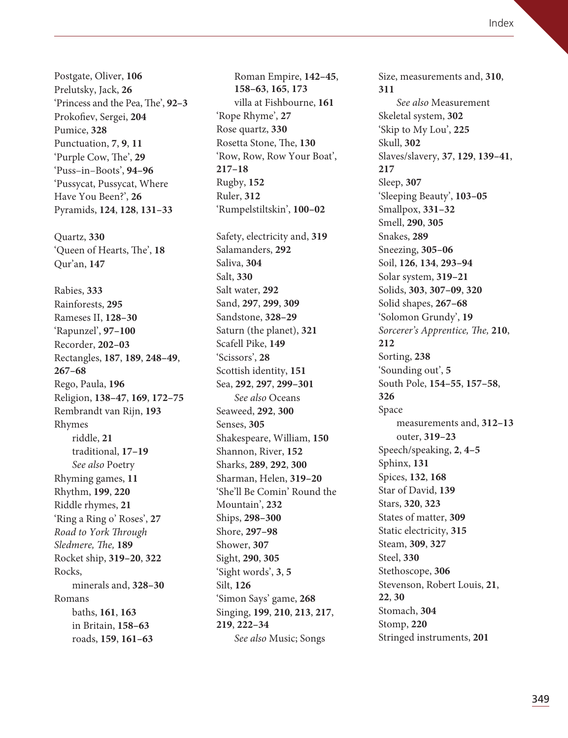Postgate, Oliver, **106**
Prelutsky, Jack, **26**
'Princess and the Pea, The', **92–3**
Prokofiev, Sergei, **204**
Pumice, **328**
Punctuation, **7**, **9**, **11**
'Purple Cow, The', **29**
'Puss–in–Boots', **94–96**
'Pussycat, Pussycat, Where Have You Been?', **26**
Pyramids, **124**, **128**, **131–33**

Quartz, **330**
'Queen of Hearts, The', **18**
Qur'an, **147**

Rabies, **333**
Rainforests, **295**
Rameses II, **128–30**
'Rapunzel', **97–100**
Recorder, **202–03**
Rectangles, **187**, **189**, **248–49**, **267–68**
Rego, Paula, **196**
Religion, **138–47**, **169**, **172–75**
Rembrandt van Rijn, **193**
Rhymes
- riddle, **21**
- traditional, **17–19**
- *See also* Poetry

Rhyming games, **11**
Rhythm, **199**, **220**
Riddle rhymes, **21**
'Ring a Ring o' Roses', **27**
*Road to York Through Sledmere, The,* **189**
Rocket ship, **319–20**, **322**
Rocks,
- minerals and, **328–30**

Romans
- baths, **161**, **163**
- in Britain, **158–63**
- roads, **159**, **161–63**
- Roman Empire, **142–45**, **158–63**, **165**, **173**
- villa at Fishbourne, **161**

'Rope Rhyme', **27**
Rose quartz, **330**
Rosetta Stone, The, **130**
'Row, Row, Row Your Boat', **217–18**
Rugby, **152**
Ruler, **312**
'Rumpelstiltskin', **100–02**

Safety, electricity and, **319**
Salamanders, **292**
Saliva, **304**
Salt, **330**
Salt water, **292**
Sand, **297**, **299**, **309**
Sandstone, **328–29**
Saturn (the planet), **321**
Scafell Pike, **149**
'Scissors', **28**
Scottish identity, **151**
Sea, **292**, **297**, **299–301**
- *See also* Oceans

Seaweed, **292**, **300**
Senses, **305**
Shakespeare, William, **150**
Shannon, River, **152**
Sharks, **289**, **292**, **300**
Sharman, Helen, **319–20**
'She'll Be Comin' Round the Mountain', **232**
Ships, **298–300**
Shore, **297–98**
Shower, **307**
Sight, **290**, **305**
'Sight words', **3**, **5**
Silt, **126**
'Simon Says' game, **268**
Singing, **199**, **210**, **213**, **217**, **219**, **222–34**
- *See also* Music; Songs

Size, measurements and, **310**, **311**
- *See also* Measurement

Skeletal system, **302**
'Skip to My Lou', **225**
Skull, **302**
Slaves/slavery, **37**, **129**, **139–41**, **217**
Sleep, **307**
'Sleeping Beauty', **103–05**
Smallpox, **331–32**
Smell, **290**, **305**
Snakes, **289**
Sneezing, **305–06**
Soil, **126**, **134**, **293–94**
Solar system, **319–21**
Solids, **303**, **307–09**, **320**
Solid shapes, **267–68**
'Solomon Grundy', **19**
*Sorcerer's Apprentice, The,* **210**, **212**
Sorting, **238**
'Sounding out', **5**
South Pole, **154–55**, **157–58**, **326**
Space
- measurements and, **312–13**
- outer, **319–23**

Speech/speaking, **2**, **4–5**
Sphinx, **131**
Spices, **132**, **168**
Star of David, **139**
Stars, **320**, **323**
States of matter, **309**
Static electricity, **315**
Steam, **309**, **327**
Steel, **330**
Stethoscope, **306**
Stevenson, Robert Louis, **21**, **22**, **30**
Stomach, **304**
Stomp, **220**
Stringed instruments, **201**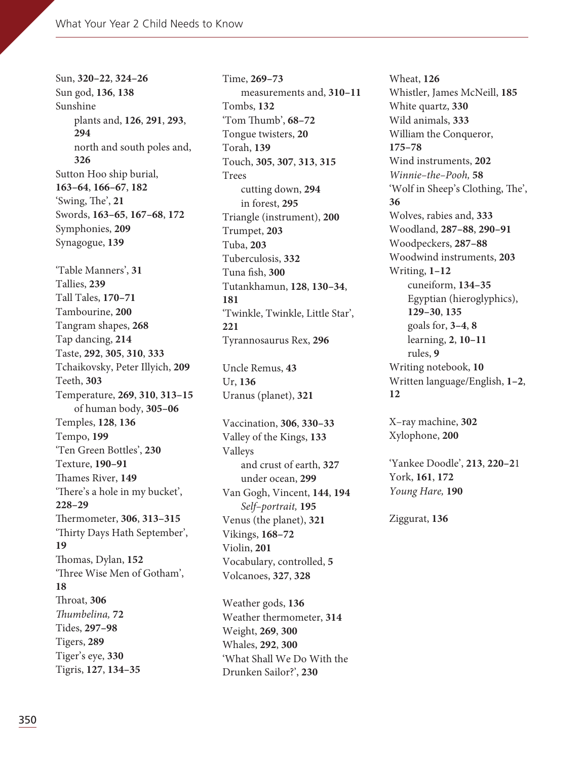Sun, **320–22**, **324–26**
Sun god, **136**, **138**
Sunshine
  plants and, **126**, **291**, **293**, **294**
  north and south poles and, **326**
Sutton Hoo ship burial, **163–64**, **166–67**, **182**
'Swing, The', **21**
Swords, **163–65**, **167–68**, **172**
Symphonies, **209**
Synagogue, **139**

'Table Manners', **31**
Tallies, **239**
Tall Tales, **170–71**
Tambourine, **200**
Tangram shapes, **268**
Tap dancing, **214**
Taste, **292**, **305**, **310**, **333**
Tchaikovsky, Peter Illyich, **209**
Teeth, **303**
Temperature, **269**, **310**, **313–15**
  of human body, **305–06**
Temples, **128**, **136**
Tempo, **199**
'Ten Green Bottles', **230**
Texture, **190–91**
Thames River, **149**
'There's a hole in my bucket', **228–29**
Thermometer, **306**, **313–315**
'Thirty Days Hath September', **19**
Thomas, Dylan, **152**
'Three Wise Men of Gotham', **18**
Throat, **306**
*Thumbelina,* **72**
Tides, **297–98**
Tigers, **289**
Tiger's eye, **330**
Tigris, **127**, **134–35**
Time, **269–73**
  measurements and, **310–11**
Tombs, **132**
'Tom Thumb', **68–72**
Tongue twisters, **20**
Torah, **139**
Touch, **305**, **307**, **313**, **315**
Trees
  cutting down, **294**
  in forest, **295**
Triangle (instrument), **200**
Trumpet, **203**
Tuba, **203**
Tuberculosis, **332**
Tuna fish, **300**
Tutankhamun, **128**, **130–34**, **181**
'Twinkle, Twinkle, Little Star', **221**
Tyrannosaurus Rex, **296**

Uncle Remus, **43**
Ur, **136**
Uranus (planet), **321**

Vaccination, **306**, **330–33**
Valley of the Kings, **133**
Valleys
  and crust of earth, **327**
  under ocean, **299**
Van Gogh, Vincent, **144**, **194**
  *Self-portrait,* **195**
Venus (the planet), **321**
Vikings, **168–72**
Violin, **201**
Vocabulary, controlled, **5**
Volcanoes, **327**, **328**

Weather gods, **136**
Weather thermometer, **314**
Weight, **269**, **300**
Whales, **292**, **300**
'What Shall We Do With the Drunken Sailor?', **230**
Wheat, **126**
Whistler, James McNeill, **185**
White quartz, **330**
Wild animals, **333**
William the Conqueror, **175–78**
Wind instruments, **202**
*Winnie-the-Pooh,* **58**
'Wolf in Sheep's Clothing, The', **36**
Wolves, rabies and, **333**
Woodland, **287–88**, **290–91**
Woodpeckers, **287–88**
Woodwind instruments, **203**
Writing, **1–12**
  cuneiform, **134–35**
  Egyptian (hieroglyphics), **129–30**, **135**
  goals for, **3–4**, **8**
  learning, **2**, **10–11**
  rules, **9**
Writing notebook, **10**
Written language/English, **1–2**, **12**

X-ray machine, **302**
Xylophone, **200**

'Yankee Doodle', **213**, **220–21**
York, **161**, **172**
*Young Hare,* **190**

Ziggurat, **136**